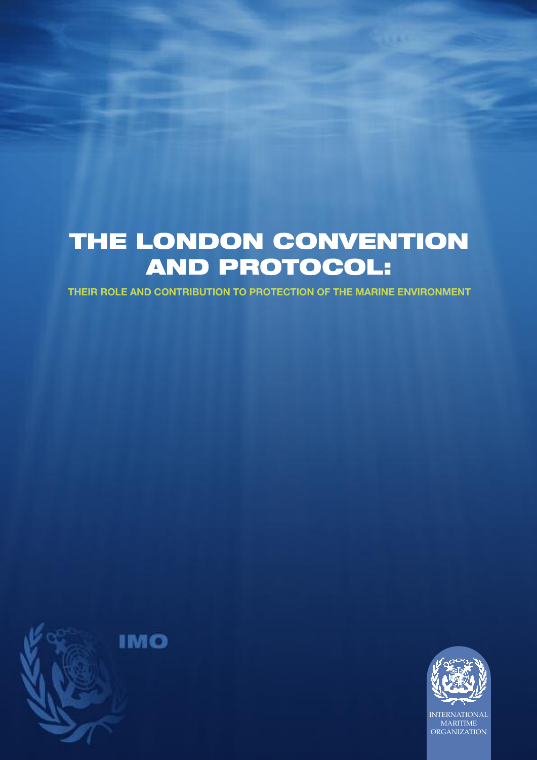# THE LONDON CONVENTION AND PROTOCOL:

## THEIR ROLE AND CONTRIBUTION TO PROTECTION OF THE MARINE ENVIRONMENT

IMO

INTERNATIONAL MARITIME ORGANIZATION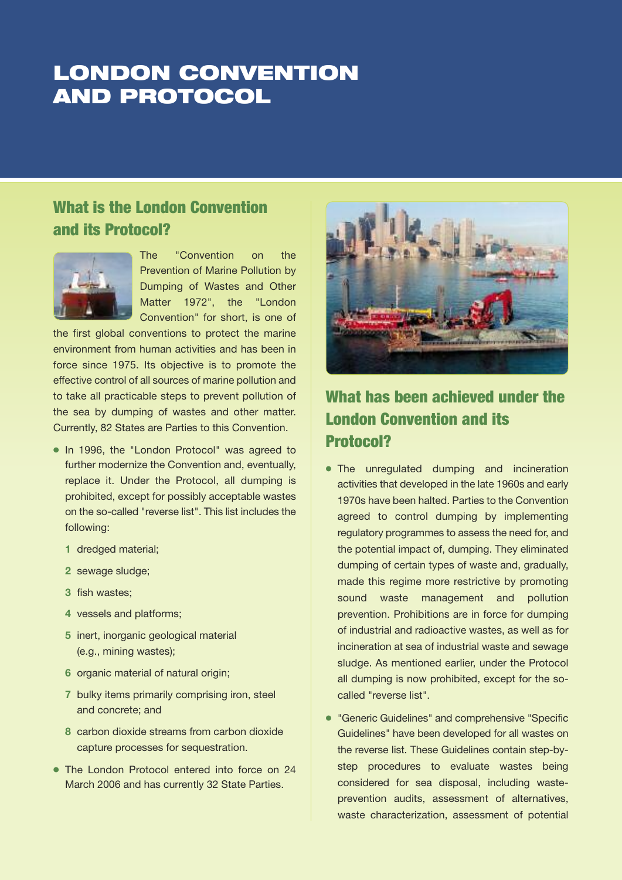# LONDON CONVENTION AND PROTOCOL

## What is the London Convention and its Protocol?

The "Convention on the Prevention of Marine Pollution by Dumping of Wastes and Other Matter 1972", the "London Convention" for short, is one of the first global conventions to protect the marine environment from human activities and has been in force since 1975. Its objective is to promote the effective control of all sources of marine pollution and to take all practicable steps to prevent pollution of the sea by dumping of wastes and other matter. Currently, 82 States are Parties to this Convention.

- In 1996, the "London Protocol" was agreed to further modernize the Convention and, eventually, replace it. Under the Protocol, all dumping is prohibited, except for possibly acceptable wastes on the so-called "reverse list". This list includes the following:
  1. dredged material;
  2. sewage sludge;
  3. fish wastes;
  4. vessels and platforms;
  5. inert, inorganic geological material (e.g., mining wastes);
  6. organic material of natural origin;
  7. bulky items primarily comprising iron, steel and concrete; and
  8. carbon dioxide streams from carbon dioxide capture processes for sequestration.
- The London Protocol entered into force on 24 March 2006 and has currently 32 State Parties.

## What has been achieved under the London Convention and its Protocol?

- The unregulated dumping and incineration activities that developed in the late 1960s and early 1970s have been halted. Parties to the Convention agreed to control dumping by implementing regulatory programmes to assess the need for, and the potential impact of, dumping. They eliminated dumping of certain types of waste and, gradually, made this regime more restrictive by promoting sound waste management and pollution prevention. Prohibitions are in force for dumping of industrial and radioactive wastes, as well as for incineration at sea of industrial waste and sewage sludge. As mentioned earlier, under the Protocol all dumping is now prohibited, except for the so-called "reverse list".
- "Generic Guidelines" and comprehensive "Specific Guidelines" have been developed for all wastes on the reverse list. These Guidelines contain step-by-step procedures to evaluate wastes being considered for sea disposal, including waste-prevention audits, assessment of alternatives, waste characterization, assessment of potential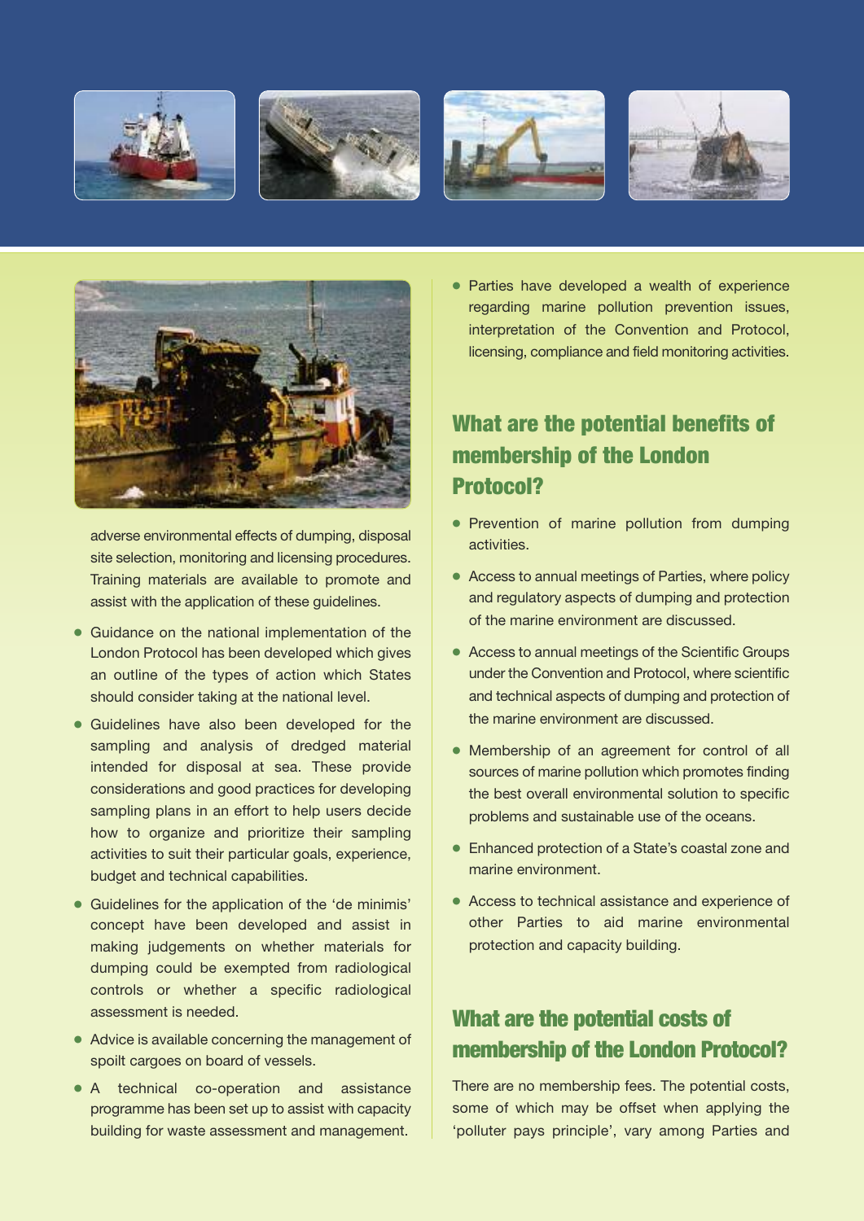adverse environmental effects of dumping, disposal site selection, monitoring and licensing procedures. Training materials are available to promote and assist with the application of these guidelines.

- Guidance on the national implementation of the London Protocol has been developed which gives an outline of the types of action which States should consider taking at the national level.
- Guidelines have also been developed for the sampling and analysis of dredged material intended for disposal at sea. These provide considerations and good practices for developing sampling plans in an effort to help users decide how to organize and prioritize their sampling activities to suit their particular goals, experience, budget and technical capabilities.
- Guidelines for the application of the 'de minimis' concept have been developed and assist in making judgements on whether materials for dumping could be exempted from radiological controls or whether a specific radiological assessment is needed.
- Advice is available concerning the management of spoilt cargoes on board of vessels.
- A technical co-operation and assistance programme has been set up to assist with capacity building for waste assessment and management.
- Parties have developed a wealth of experience regarding marine pollution prevention issues, interpretation of the Convention and Protocol, licensing, compliance and field monitoring activities.

## What are the potential benefits of membership of the London Protocol?

- Prevention of marine pollution from dumping activities.
- Access to annual meetings of Parties, where policy and regulatory aspects of dumping and protection of the marine environment are discussed.
- Access to annual meetings of the Scientific Groups under the Convention and Protocol, where scientific and technical aspects of dumping and protection of the marine environment are discussed.
- Membership of an agreement for control of all sources of marine pollution which promotes finding the best overall environmental solution to specific problems and sustainable use of the oceans.
- Enhanced protection of a State's coastal zone and marine environment.
- Access to technical assistance and experience of other Parties to aid marine environmental protection and capacity building.

## What are the potential costs of membership of the London Protocol?

There are no membership fees. The potential costs, some of which may be offset when applying the 'polluter pays principle', vary among Parties and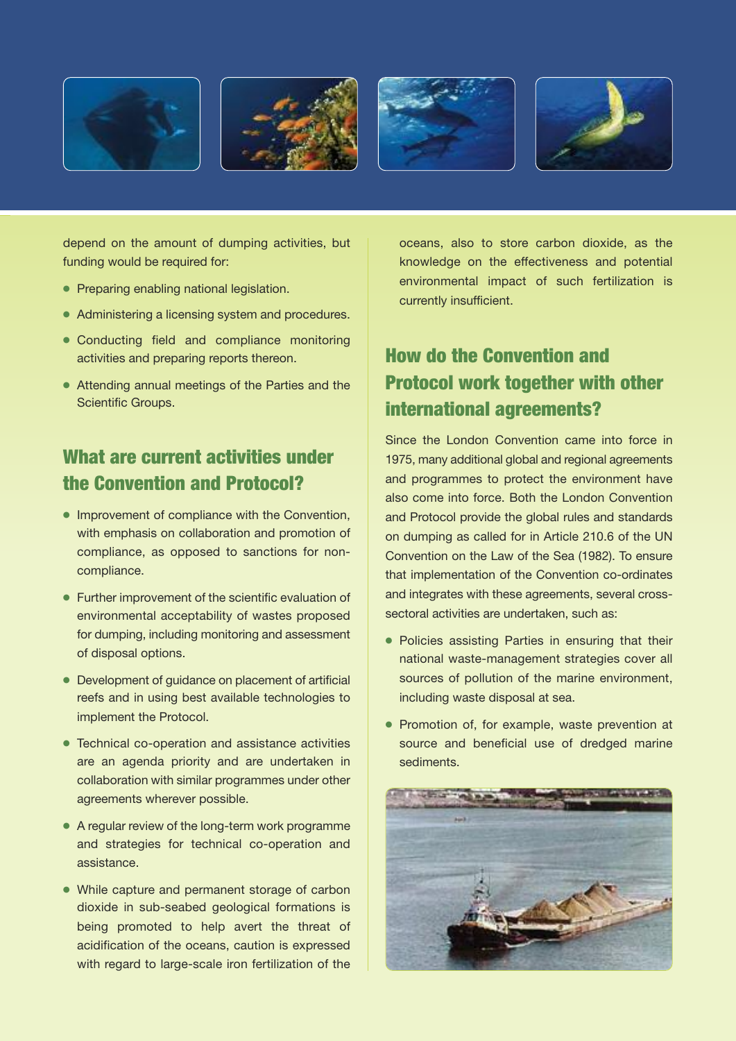depend on the amount of dumping activities, but funding would be required for:

- Preparing enabling national legislation.
- Administering a licensing system and procedures.
- Conducting field and compliance monitoring activities and preparing reports thereon.
- Attending annual meetings of the Parties and the Scientific Groups.

## What are current activities under the Convention and Protocol?

- Improvement of compliance with the Convention, with emphasis on collaboration and promotion of compliance, as opposed to sanctions for non-compliance.
- Further improvement of the scientific evaluation of environmental acceptability of wastes proposed for dumping, including monitoring and assessment of disposal options.
- Development of guidance on placement of artificial reefs and in using best available technologies to implement the Protocol.
- Technical co-operation and assistance activities are an agenda priority and are undertaken in collaboration with similar programmes under other agreements wherever possible.
- A regular review of the long-term work programme and strategies for technical co-operation and assistance.
- While capture and permanent storage of carbon dioxide in sub-seabed geological formations is being promoted to help avert the threat of acidification of the oceans, caution is expressed with regard to large-scale iron fertilization of the oceans, also to store carbon dioxide, as the knowledge on the effectiveness and potential environmental impact of such fertilization is currently insufficient.

## How do the Convention and Protocol work together with other international agreements?

Since the London Convention came into force in 1975, many additional global and regional agreements and programmes to protect the environment have also come into force. Both the London Convention and Protocol provide the global rules and standards on dumping as called for in Article 210.6 of the UN Convention on the Law of the Sea (1982). To ensure that implementation of the Convention co-ordinates and integrates with these agreements, several cross-sectoral activities are undertaken, such as:

- Policies assisting Parties in ensuring that their national waste-management strategies cover all sources of pollution of the marine environment, including waste disposal at sea.
- Promotion of, for example, waste prevention at source and beneficial use of dredged marine sediments.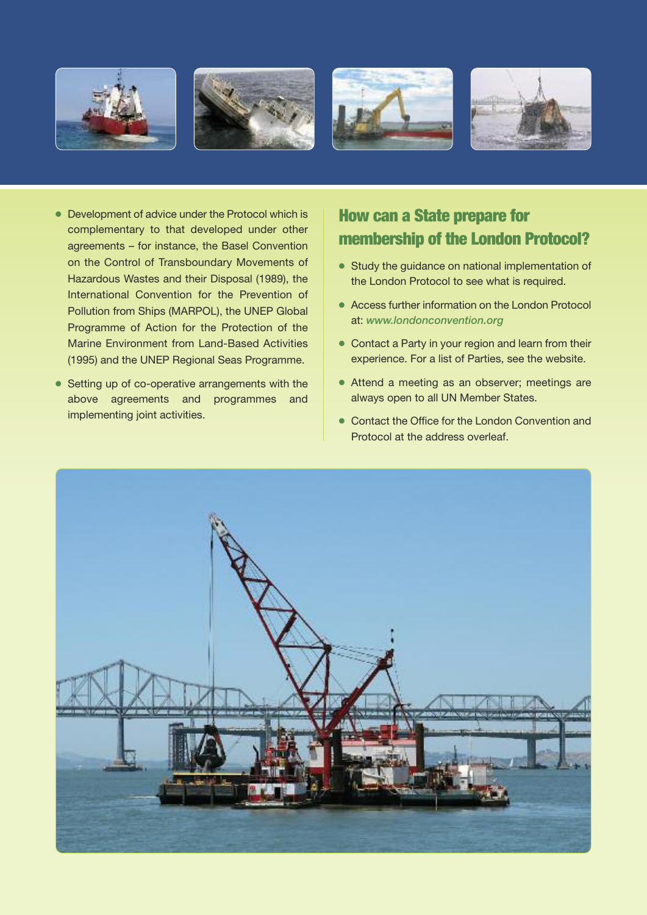- Development of advice under the Protocol which is complementary to that developed under other agreements – for instance, the Basel Convention on the Control of Transboundary Movements of Hazardous Wastes and their Disposal (1989), the International Convention for the Prevention of Pollution from Ships (MARPOL), the UNEP Global Programme of Action for the Protection of the Marine Environment from Land-Based Activities (1995) and the UNEP Regional Seas Programme.
- Setting up of co-operative arrangements with the above agreements and programmes and implementing joint activities.

## How can a State prepare for membership of the London Protocol?

- Study the guidance on national implementation of the London Protocol to see what is required.
- Access further information on the London Protocol at: *www.londonconvention.org*
- Contact a Party in your region and learn from their experience. For a list of Parties, see the website.
- Attend a meeting as an observer; meetings are always open to all UN Member States.
- Contact the Office for the London Convention and Protocol at the address overleaf.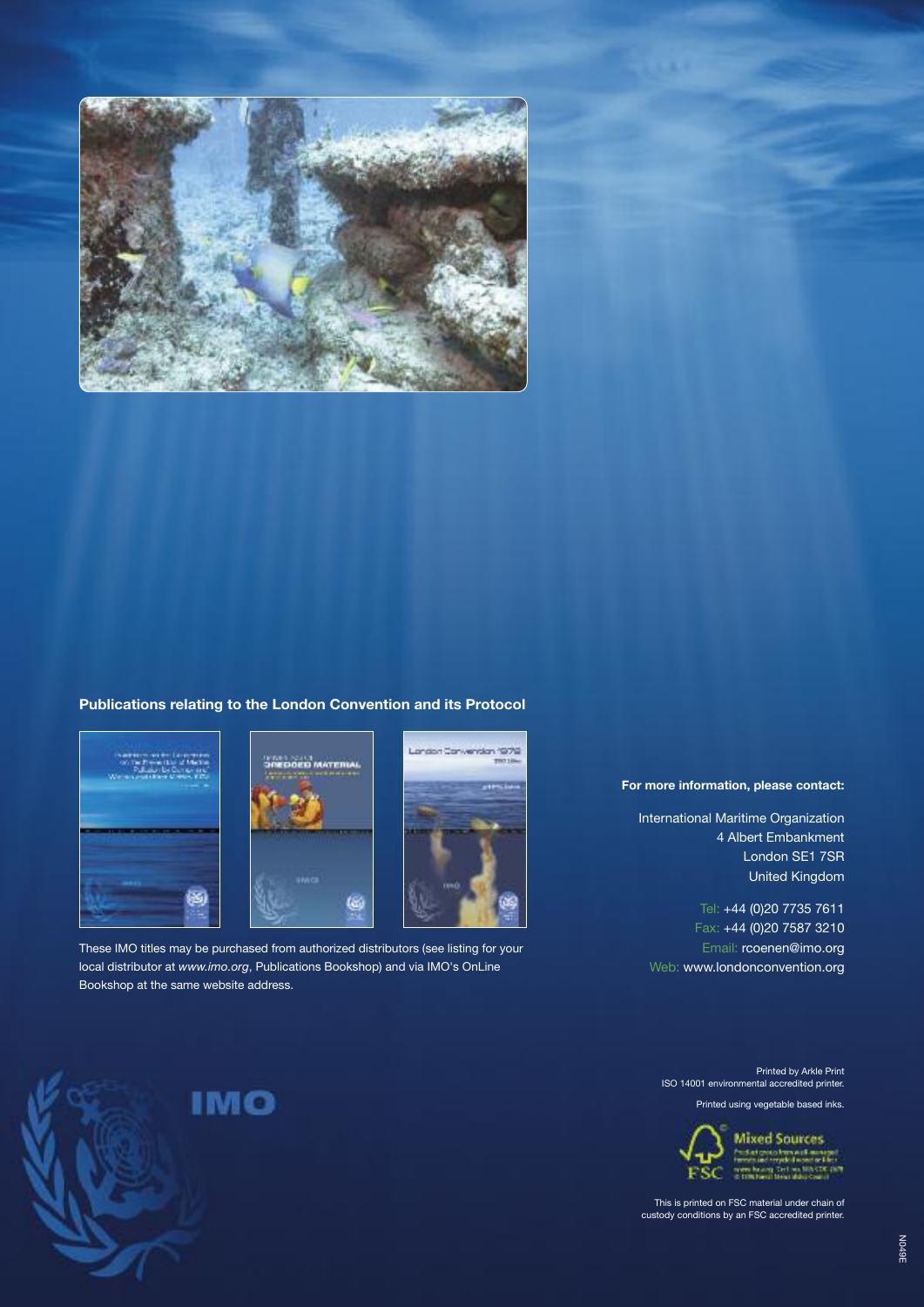## Publications relating to the London Convention and its Protocol

These IMO titles may be purchased from authorized distributors (see listing for your local distributor at *www.imo.org*, Publications Bookshop) and via IMO's OnLine Bookshop at the same website address.

**For more information, please contact:**

International Maritime Organization
4 Albert Embankment
London SE1 7SR
United Kingdom

Tel: +44 (0)20 7735 7611
Fax: +44 (0)20 7587 3210
Email: rcoenen@imo.org
Web: www.londonconvention.org

IMO

Printed by Arkle Print
ISO 14001 environmental accredited printer.

Printed using vegetable based inks.

This is printed on FSC material under chain of custody conditions by an FSC accredited printer.

N049E